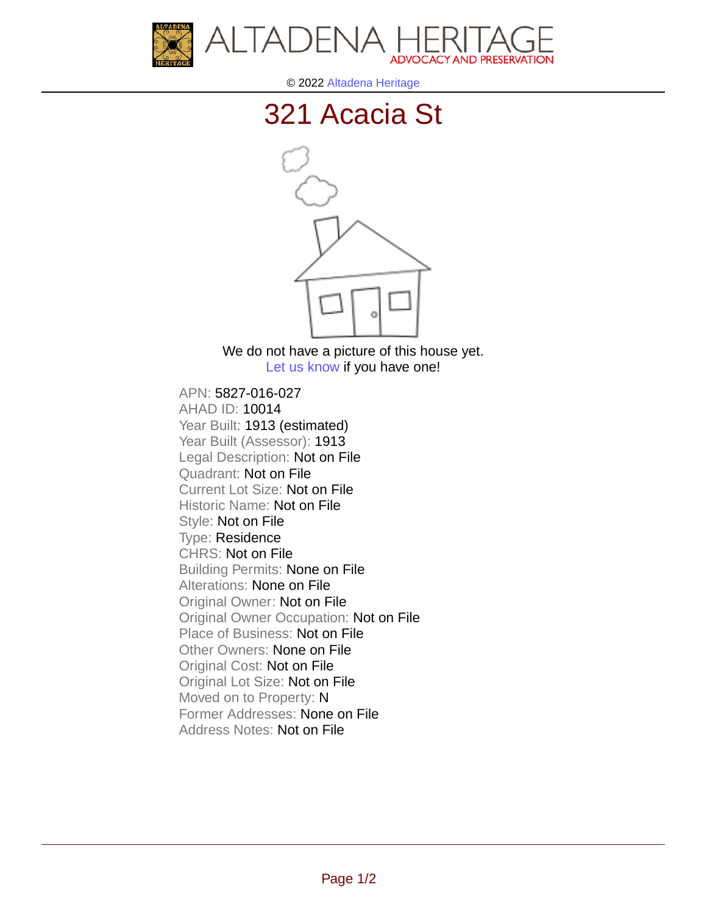ALTADENA HERITAGE
ADVOCACY AND PRESERVATION

© 2022 Altadena Heritage

# 321 Acacia St

We do not have a picture of this house yet.
Let us know if you have one!

APN: 5827-016-027
AHAD ID: 10014
Year Built: 1913 (estimated)
Year Built (Assessor): 1913
Legal Description: Not on File
Quadrant: Not on File
Current Lot Size: Not on File
Historic Name: Not on File
Style: Not on File
Type: Residence
CHRS: Not on File
Building Permits: None on File
Alterations: None on File
Original Owner: Not on File
Original Owner Occupation: Not on File
Place of Business: Not on File
Other Owners: None on File
Original Cost: Not on File
Original Lot Size: Not on File
Moved on to Property: N
Former Addresses: None on File
Address Notes: Not on File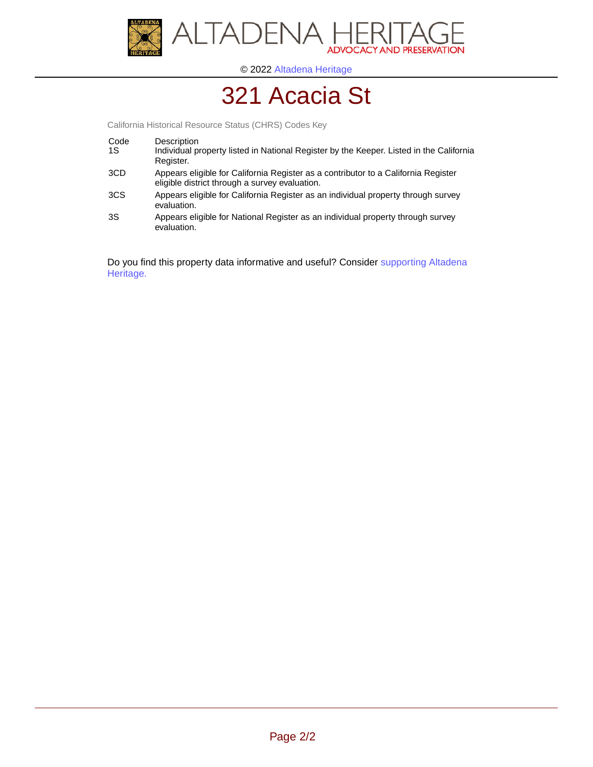ALTADENA HERITAGE
ADVOCACY AND PRESERVATION

© 2022 Altadena Heritage

# 321 Acacia St

California Historical Resource Status (CHRS) Codes Key

| Code | Description |
| --- | --- |
| 1S | Individual property listed in National Register by the Keeper. Listed in the California Register. |
| 3CD | Appears eligible for California Register as a contributor to a California Register eligible district through a survey evaluation. |
| 3CS | Appears eligible for California Register as an individual property through survey evaluation. |
| 3S | Appears eligible for National Register as an individual property through survey evaluation. |

Do you find this property data informative and useful? Consider supporting Altadena Heritage.